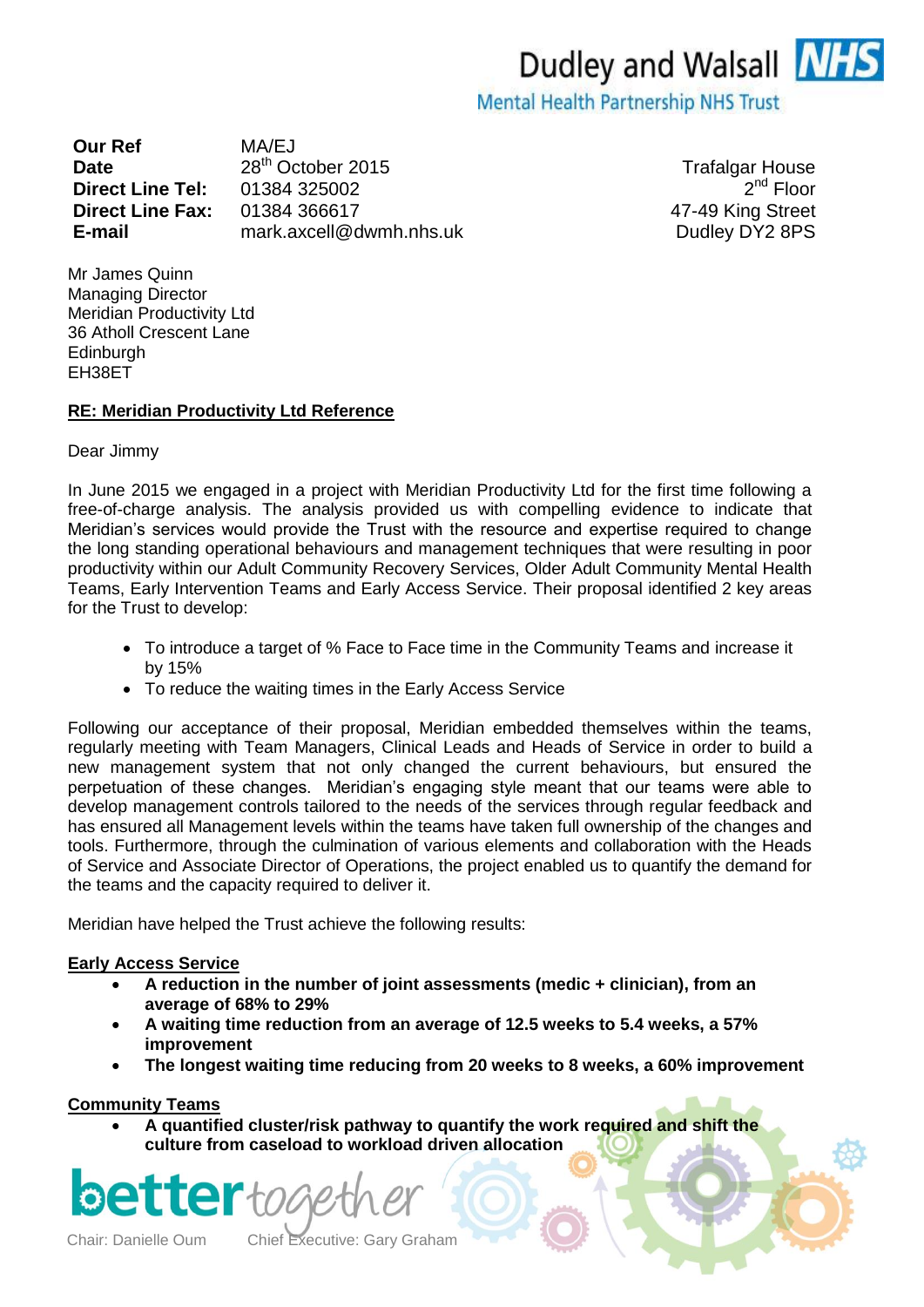Dudley and Walsall NHS
Mental Health Partnership NHS Trust

| | |
|---|---|
| **Our Ref** | MA/EJ |
| **Date** | 28th October 2015 |
| **Direct Line Tel:** | 01384 325002 |
| **Direct Line Fax:** | 01384 366617 |
| **E-mail** | mark.axcell@dwmh.nhs.uk |

Trafalgar House
2nd Floor
47-49 King Street
Dudley DY2 8PS

Mr James Quinn
Managing Director
Meridian Productivity Ltd
36 Atholl Crescent Lane
Edinburgh
EH38ET

**RE: Meridian Productivity Ltd Reference**

Dear Jimmy

In June 2015 we engaged in a project with Meridian Productivity Ltd for the first time following a free-of-charge analysis. The analysis provided us with compelling evidence to indicate that Meridian's services would provide the Trust with the resource and expertise required to change the long standing operational behaviours and management techniques that were resulting in poor productivity within our Adult Community Recovery Services, Older Adult Community Mental Health Teams, Early Intervention Teams and Early Access Service. Their proposal identified 2 key areas for the Trust to develop:

- To introduce a target of % Face to Face time in the Community Teams and increase it by 15%
- To reduce the waiting times in the Early Access Service

Following our acceptance of their proposal, Meridian embedded themselves within the teams, regularly meeting with Team Managers, Clinical Leads and Heads of Service in order to build a new management system that not only changed the current behaviours, but ensured the perpetuation of these changes. Meridian's engaging style meant that our teams were able to develop management controls tailored to the needs of the services through regular feedback and has ensured all Management levels within the teams have taken full ownership of the changes and tools. Furthermore, through the culmination of various elements and collaboration with the Heads of Service and Associate Director of Operations, the project enabled us to quantify the demand for the teams and the capacity required to deliver it.

Meridian have helped the Trust achieve the following results:

**Early Access Service**

- **A reduction in the number of joint assessments (medic + clinician), from an average of 68% to 29%**
- **A waiting time reduction from an average of 12.5 weeks to 5.4 weeks, a 57% improvement**
- **The longest waiting time reducing from 20 weeks to 8 weeks, a 60% improvement**

**Community Teams**

- **A quantified cluster/risk pathway to quantify the work required and shift the culture from caseload to workload driven allocation**

bettertogether

Chair: Danielle Oum Chief Executive: Gary Graham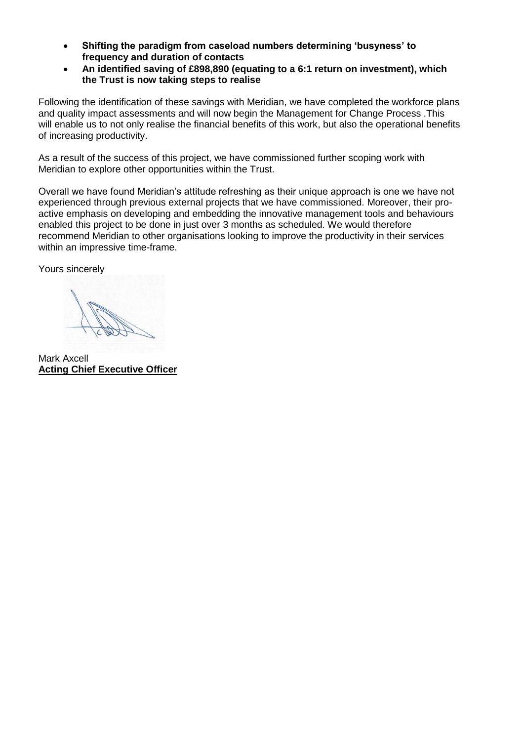- **Shifting the paradigm from caseload numbers determining 'busyness' to frequency and duration of contacts**
- **An identified saving of £898,890 (equating to a 6:1 return on investment), which the Trust is now taking steps to realise**

Following the identification of these savings with Meridian, we have completed the workforce plans and quality impact assessments and will now begin the Management for Change Process .This will enable us to not only realise the financial benefits of this work, but also the operational benefits of increasing productivity.

As a result of the success of this project, we have commissioned further scoping work with Meridian to explore other opportunities within the Trust.

Overall we have found Meridian's attitude refreshing as their unique approach is one we have not experienced through previous external projects that we have commissioned. Moreover, their pro-active emphasis on developing and embedding the innovative management tools and behaviours enabled this project to be done in just over 3 months as scheduled. We would therefore recommend Meridian to other organisations looking to improve the productivity in their services within an impressive time-frame.

Yours sincerely

Mark Axcell
**Acting Chief Executive Officer**